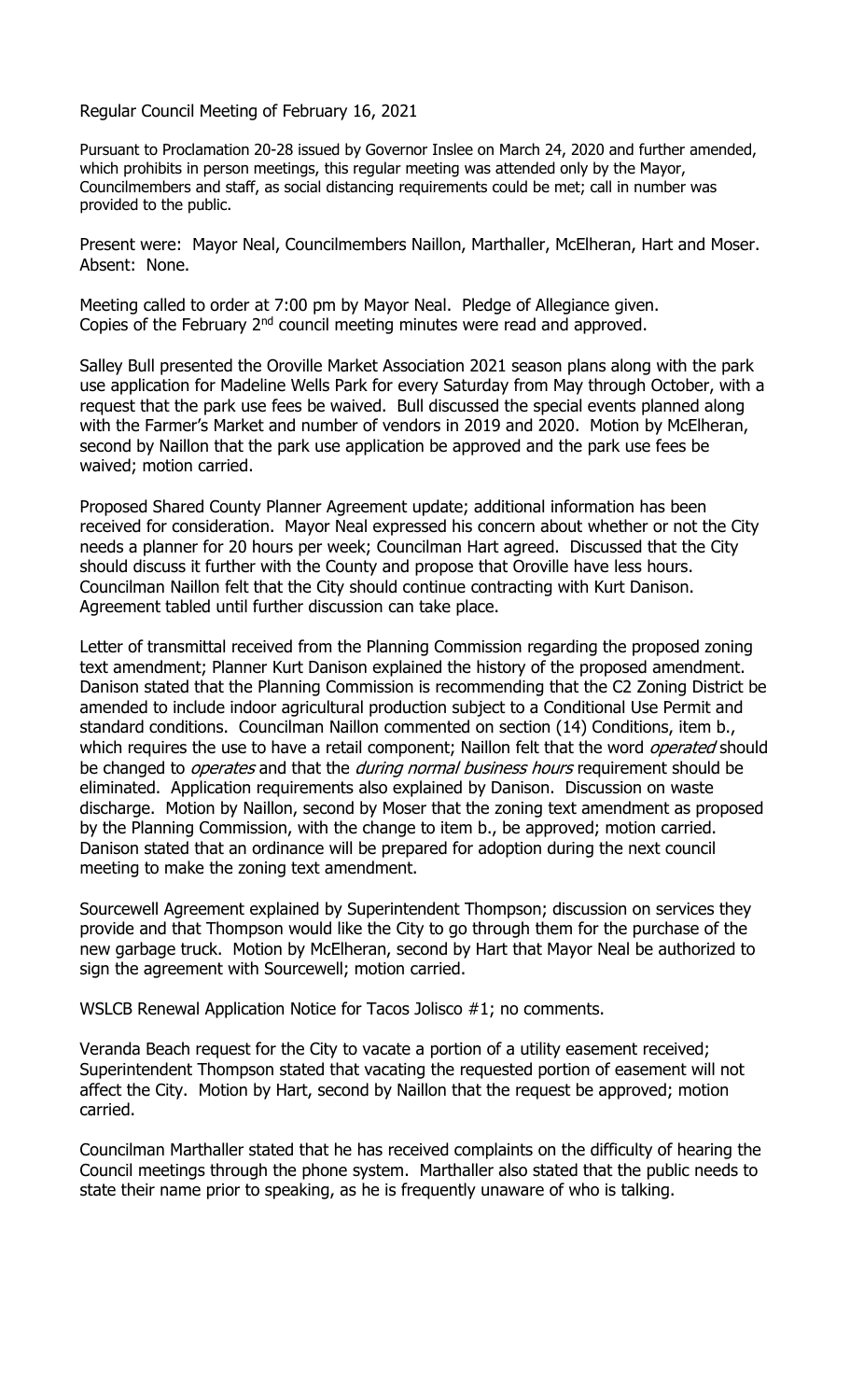Regular Council Meeting of February 16, 2021

Pursuant to Proclamation 20-28 issued by Governor Inslee on March 24, 2020 and further amended, which prohibits in person meetings, this regular meeting was attended only by the Mayor, Councilmembers and staff, as social distancing requirements could be met; call in number was provided to the public.

Present were: Mayor Neal, Councilmembers Naillon, Marthaller, McElheran, Hart and Moser. Absent: None.

Meeting called to order at 7:00 pm by Mayor Neal. Pledge of Allegiance given. Copies of the February 2nd council meeting minutes were read and approved.

Salley Bull presented the Oroville Market Association 2021 season plans along with the park use application for Madeline Wells Park for every Saturday from May through October, with a request that the park use fees be waived. Bull discussed the special events planned along with the Farmer's Market and number of vendors in 2019 and 2020. Motion by McElheran, second by Naillon that the park use application be approved and the park use fees be waived; motion carried.

Proposed Shared County Planner Agreement update; additional information has been received for consideration. Mayor Neal expressed his concern about whether or not the City needs a planner for 20 hours per week; Councilman Hart agreed. Discussed that the City should discuss it further with the County and propose that Oroville have less hours. Councilman Naillon felt that the City should continue contracting with Kurt Danison. Agreement tabled until further discussion can take place.

Letter of transmittal received from the Planning Commission regarding the proposed zoning text amendment; Planner Kurt Danison explained the history of the proposed amendment. Danison stated that the Planning Commission is recommending that the C2 Zoning District be amended to include indoor agricultural production subject to a Conditional Use Permit and standard conditions. Councilman Naillon commented on section (14) Conditions, item b., which requires the use to have a retail component; Naillon felt that the word *operated* should be changed to *operates* and that the *during normal business hours* requirement should be eliminated. Application requirements also explained by Danison. Discussion on waste discharge. Motion by Naillon, second by Moser that the zoning text amendment as proposed by the Planning Commission, with the change to item b., be approved; motion carried. Danison stated that an ordinance will be prepared for adoption during the next council meeting to make the zoning text amendment.

Sourcewell Agreement explained by Superintendent Thompson; discussion on services they provide and that Thompson would like the City to go through them for the purchase of the new garbage truck. Motion by McElheran, second by Hart that Mayor Neal be authorized to sign the agreement with Sourcewell; motion carried.

WSLCB Renewal Application Notice for Tacos Jolisco #1; no comments.

Veranda Beach request for the City to vacate a portion of a utility easement received; Superintendent Thompson stated that vacating the requested portion of easement will not affect the City. Motion by Hart, second by Naillon that the request be approved; motion carried.

Councilman Marthaller stated that he has received complaints on the difficulty of hearing the Council meetings through the phone system. Marthaller also stated that the public needs to state their name prior to speaking, as he is frequently unaware of who is talking.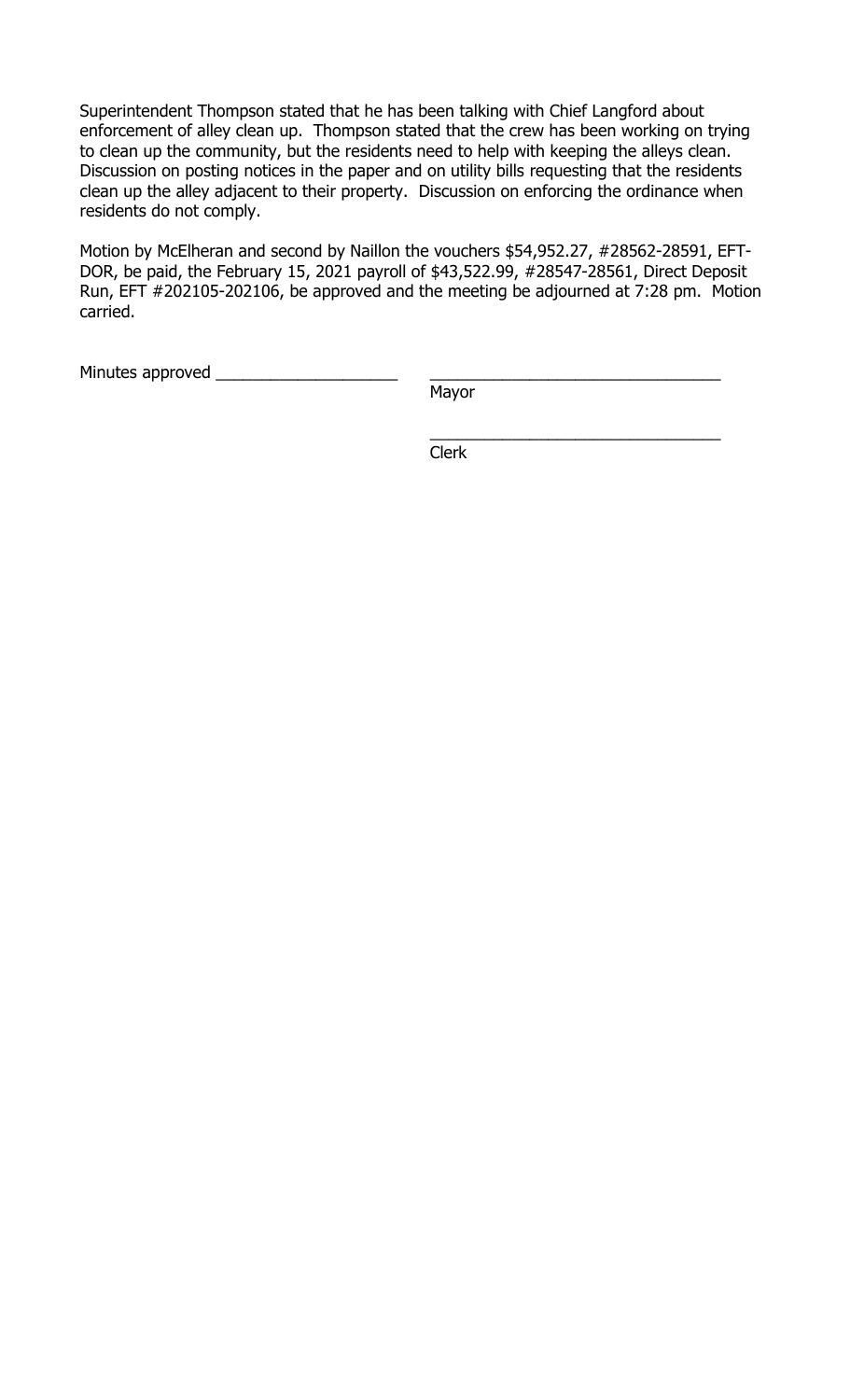Superintendent Thompson stated that he has been talking with Chief Langford about enforcement of alley clean up. Thompson stated that the crew has been working on trying to clean up the community, but the residents need to help with keeping the alleys clean. Discussion on posting notices in the paper and on utility bills requesting that the residents clean up the alley adjacent to their property. Discussion on enforcing the ordinance when residents do not comply.

Motion by McElheran and second by Naillon the vouchers $54,952.27, #28562-28591, EFT-DOR, be paid, the February 15, 2021 payroll of $43,522.99, #28547-28561, Direct Deposit Run, EFT #202105-202106, be approved and the meeting be adjourned at 7:28 pm. Motion carried.

Minutes approved ____________________ ________________________________
Mayor

________________________________
Clerk